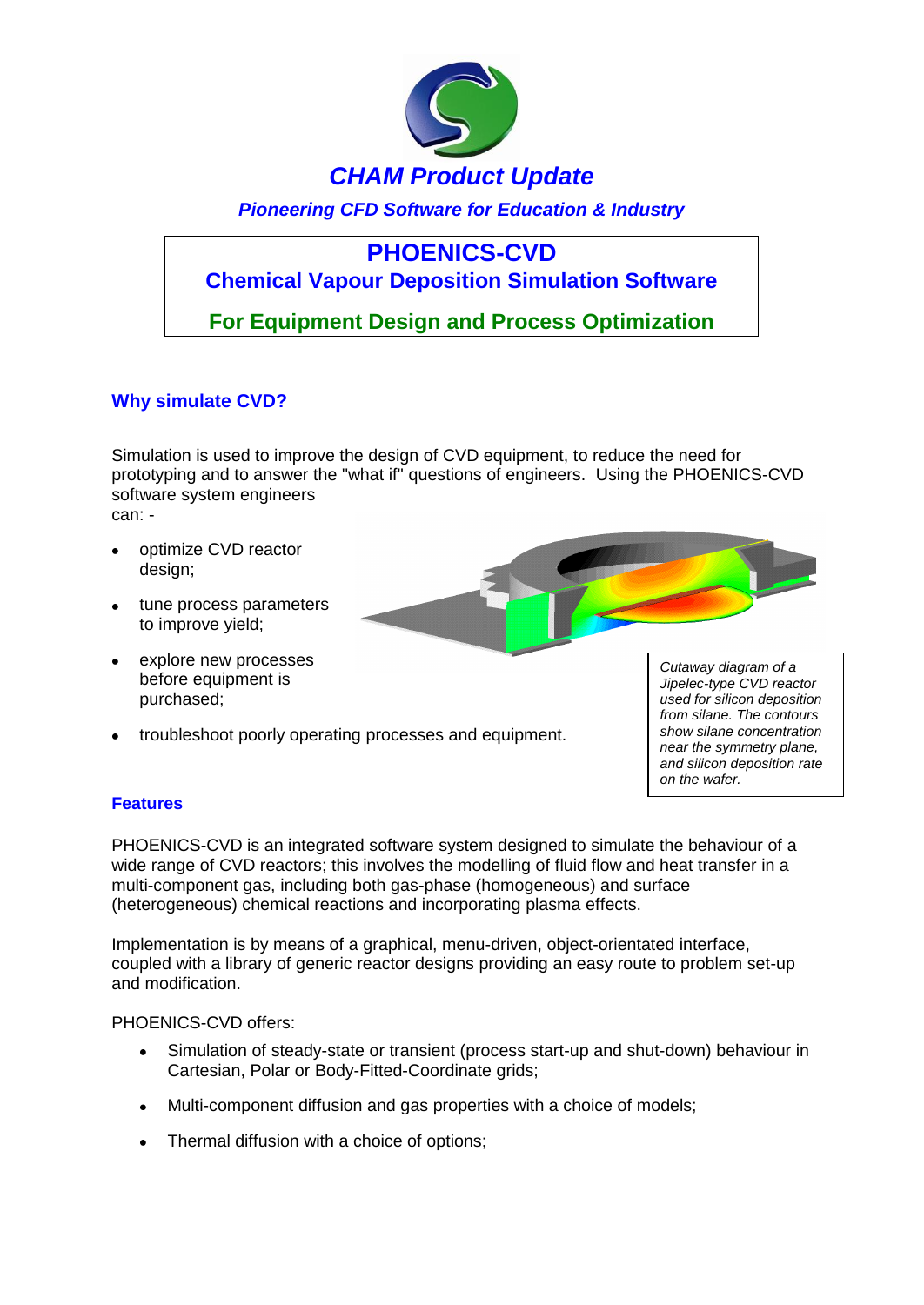# CHAM Product Update

*Pioneering CFD Software for Education & Industry*

## PHOENICS-CVD
## Chemical Vapour Deposition Simulation Software
## For Equipment Design and Process Optimization

### Why simulate CVD?

Simulation is used to improve the design of CVD equipment, to reduce the need for prototyping and to answer the "what if" questions of engineers. Using the PHOENICS-CVD software system engineers can: -

- optimize CVD reactor design;
- tune process parameters to improve yield;
- explore new processes before equipment is purchased;
- troubleshoot poorly operating processes and equipment.

*Cutaway diagram of a Jipelec-type CVD reactor used for silicon deposition from silane. The contours show silane concentration near the symmetry plane, and silicon deposition rate on the wafer.*

### Features

PHOENICS-CVD is an integrated software system designed to simulate the behaviour of a wide range of CVD reactors; this involves the modelling of fluid flow and heat transfer in a multi-component gas, including both gas-phase (homogeneous) and surface (heterogeneous) chemical reactions and incorporating plasma effects.

Implementation is by means of a graphical, menu-driven, object-orientated interface, coupled with a library of generic reactor designs providing an easy route to problem set-up and modification.

PHOENICS-CVD offers:

- Simulation of steady-state or transient (process start-up and shut-down) behaviour in Cartesian, Polar or Body-Fitted-Coordinate grids;
- Multi-component diffusion and gas properties with a choice of models;
- Thermal diffusion with a choice of options;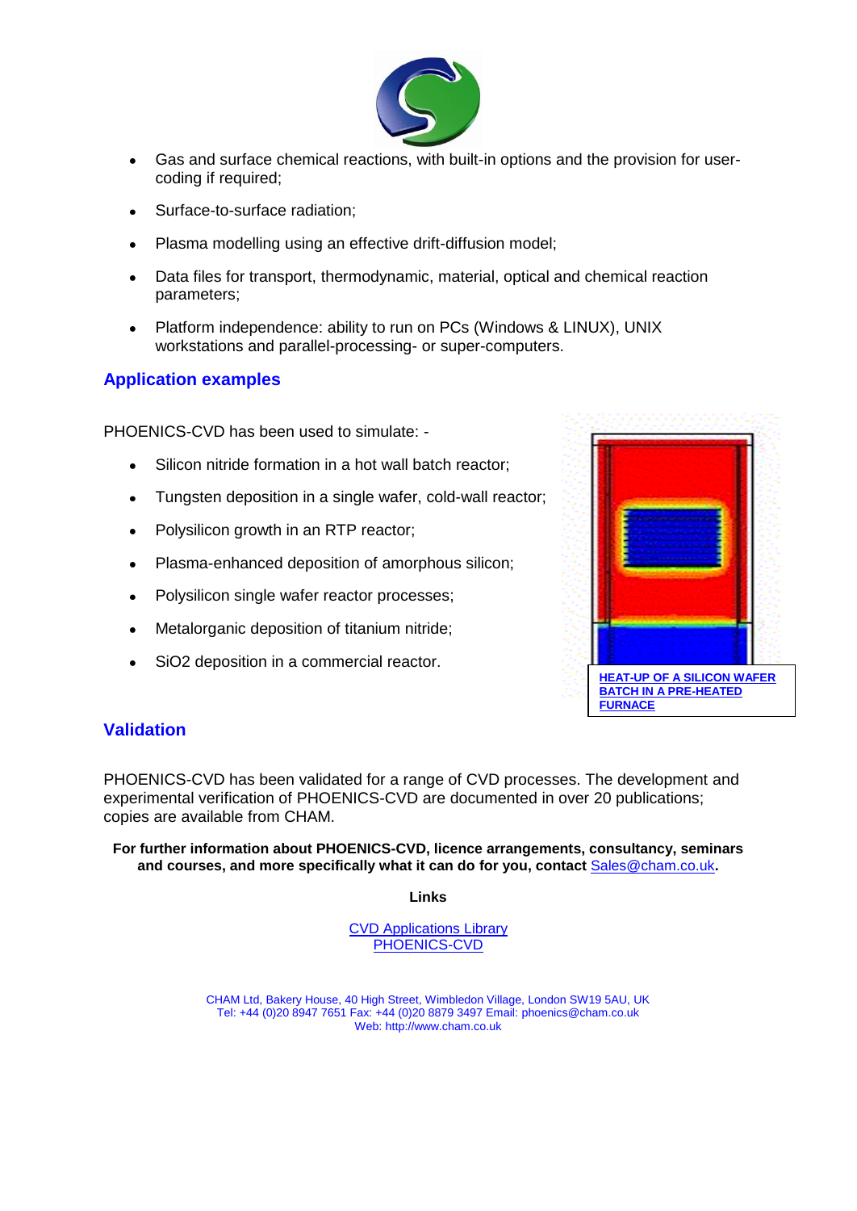- Gas and surface chemical reactions, with built-in options and the provision for user-coding if required;
- Surface-to-surface radiation;
- Plasma modelling using an effective drift-diffusion model;
- Data files for transport, thermodynamic, material, optical and chemical reaction parameters;
- Platform independence: ability to run on PCs (Windows & LINUX), UNIX workstations and parallel-processing- or super-computers.

## Application examples

PHOENICS-CVD has been used to simulate: -

- Silicon nitride formation in a hot wall batch reactor;
- Tungsten deposition in a single wafer, cold-wall reactor;
- Polysilicon growth in an RTP reactor;
- Plasma-enhanced deposition of amorphous silicon;
- Polysilicon single wafer reactor processes;
- Metalorganic deposition of titanium nitride;
- $SiO_2$ deposition in a commercial reactor.

**HEAT-UP OF A SILICON WAFER BATCH IN A PRE-HEATED FURNACE**

## Validation

PHOENICS-CVD has been validated for a range of CVD processes. The development and experimental verification of PHOENICS-CVD are documented in over 20 publications; copies are available from CHAM.

**For further information about PHOENICS-CVD, licence arrangements, consultancy, seminars and courses, and more specifically what it can do for you, contact** Sales@cham.co.uk**.**

**Links**

CVD Applications Library
PHOENICS-CVD

CHAM Ltd, Bakery House, 40 High Street, Wimbledon Village, London SW19 5AU, UK
Tel: +44 (0)20 8947 7651 Fax: +44 (0)20 8879 3497 Email: phoenics@cham.co.uk
Web: http://www.cham.co.uk